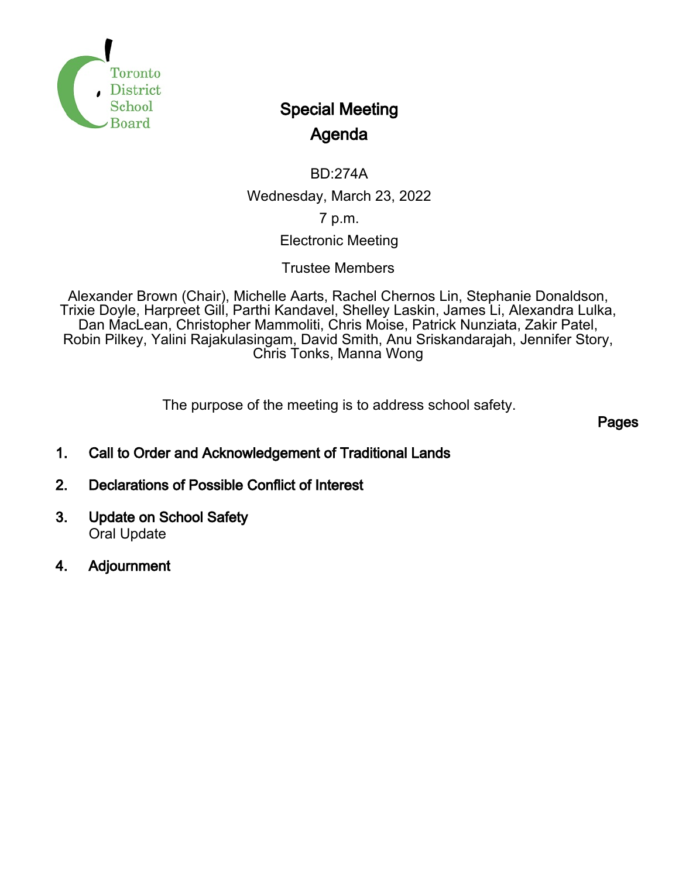Toronto District School Board

# Special Meeting Agenda

BD:274A

Wednesday, March 23, 2022

7 p.m.

Electronic Meeting

Trustee Members

Alexander Brown (Chair), Michelle Aarts, Rachel Chernos Lin, Stephanie Donaldson, Trixie Doyle, Harpreet Gill, Parthi Kandavel, Shelley Laskin, James Li, Alexandra Lulka, Dan MacLean, Christopher Mammoliti, Chris Moise, Patrick Nunziata, Zakir Patel, Robin Pilkey, Yalini Rajakulasingam, David Smith, Anu Sriskandarajah, Jennifer Story, Chris Tonks, Manna Wong

The purpose of the meeting is to address school safety.

**Pages**

1. **Call to Order and Acknowledgement of Traditional Lands**
2. **Declarations of Possible Conflict of Interest**
3. **Update on School Safety**
   Oral Update
4. **Adjournment**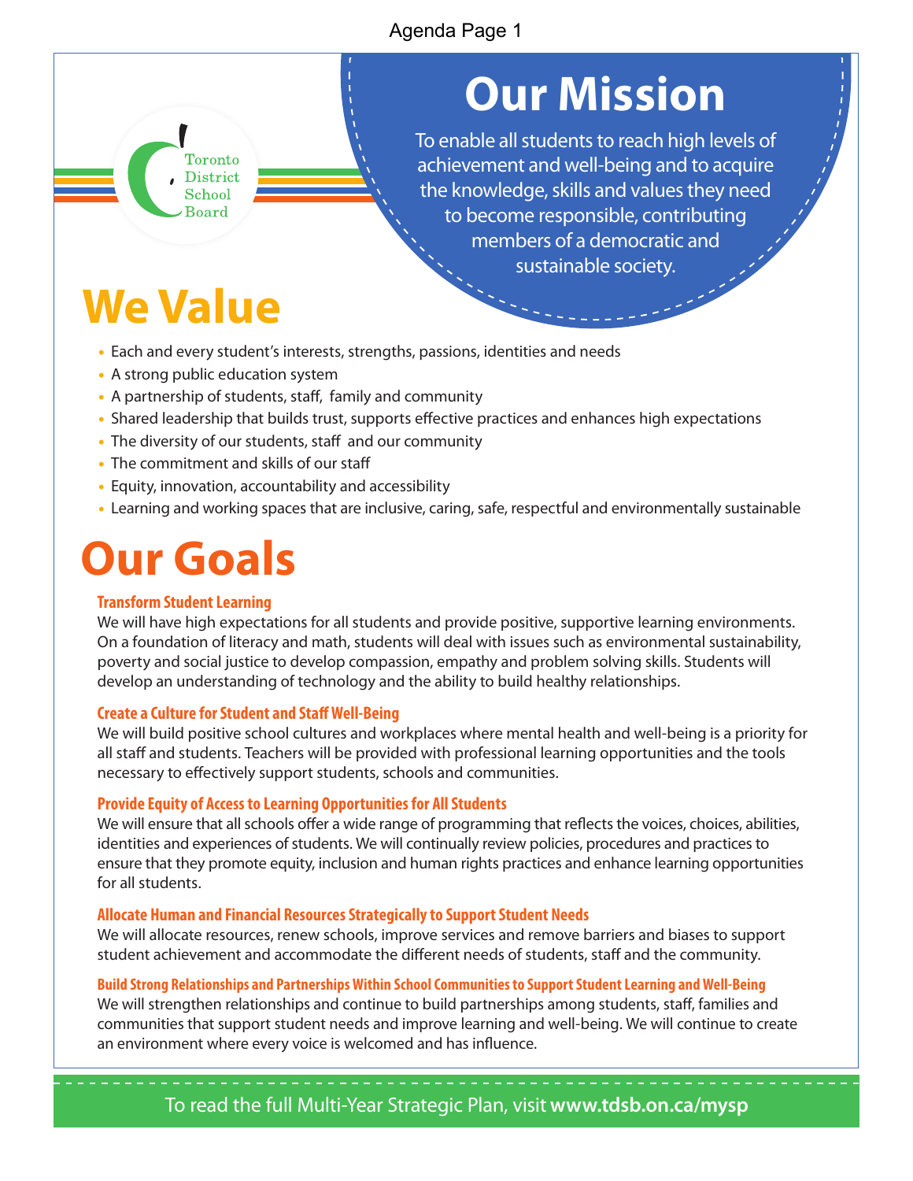Toronto District School Board

# Our Mission

To enable all students to reach high levels of achievement and well-being and to acquire the knowledge, skills and values they need to become responsible, contributing members of a democratic and sustainable society.

# We Value

- Each and every student's interests, strengths, passions, identities and needs
- A strong public education system
- A partnership of students, staff, family and community
- Shared leadership that builds trust, supports effective practices and enhances high expectations
- The diversity of our students, staff and our community
- The commitment and skills of our staff
- Equity, innovation, accountability and accessibility
- Learning and working spaces that are inclusive, caring, safe, respectful and environmentally sustainable

# Our Goals

### Transform Student Learning

We will have high expectations for all students and provide positive, supportive learning environments. On a foundation of literacy and math, students will deal with issues such as environmental sustainability, poverty and social justice to develop compassion, empathy and problem solving skills. Students will develop an understanding of technology and the ability to build healthy relationships.

### Create a Culture for Student and Staff Well-Being

We will build positive school cultures and workplaces where mental health and well-being is a priority for all staff and students. Teachers will be provided with professional learning opportunities and the tools necessary to effectively support students, schools and communities.

### Provide Equity of Access to Learning Opportunities for All Students

We will ensure that all schools offer a wide range of programming that reflects the voices, choices, abilities, identities and experiences of students. We will continually review policies, procedures and practices to ensure that they promote equity, inclusion and human rights practices and enhance learning opportunities for all students.

### Allocate Human and Financial Resources Strategically to Support Student Needs

We will allocate resources, renew schools, improve services and remove barriers and biases to support student achievement and accommodate the different needs of students, staff and the community.

### Build Strong Relationships and Partnerships Within School Communities to Support Student Learning and Well-Being

We will strengthen relationships and continue to build partnerships among students, staff, families and communities that support student needs and improve learning and well-being. We will continue to create an environment where every voice is welcomed and has influence.

To read the full Multi-Year Strategic Plan, visit **www.tdsb.on.ca/mysp**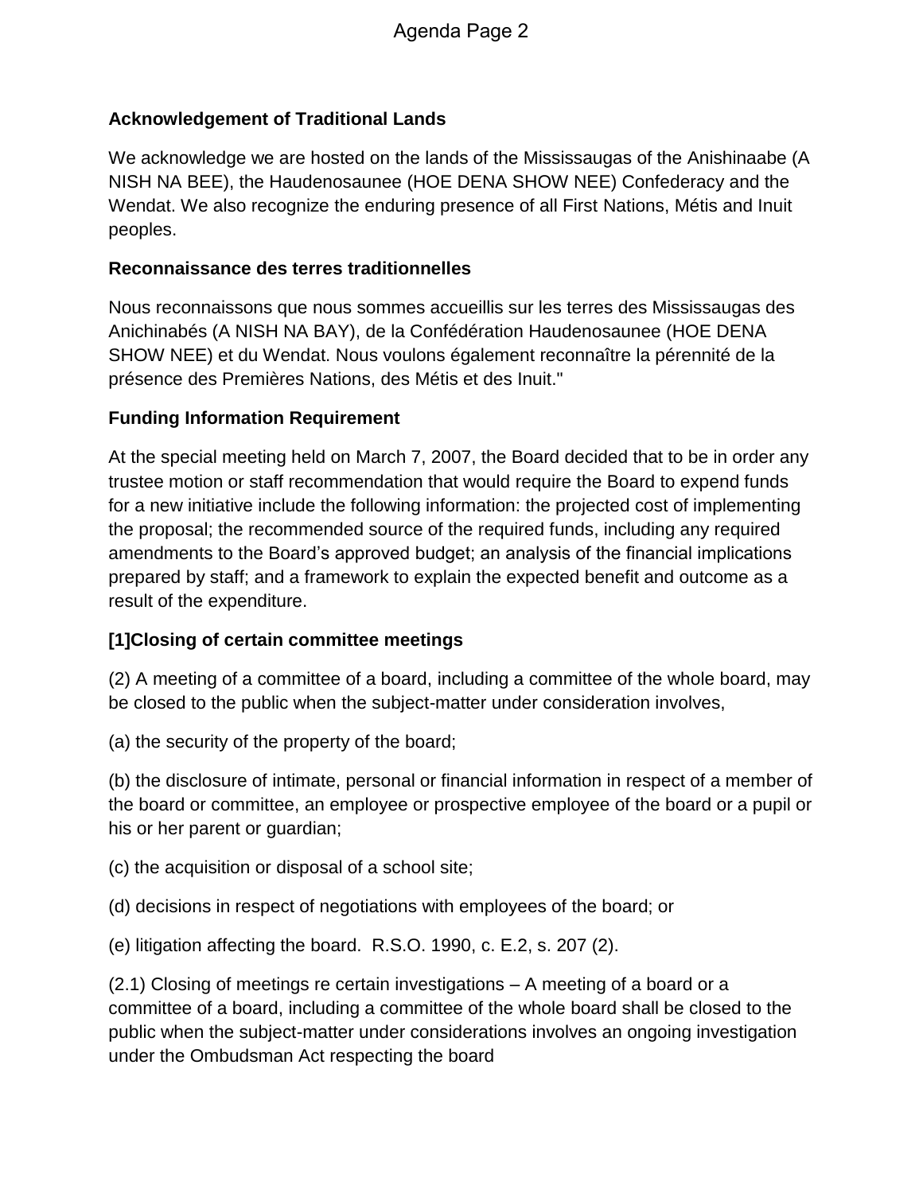**Acknowledgement of Traditional Lands**

We acknowledge we are hosted on the lands of the Mississaugas of the Anishinaabe (A NISH NA BEE), the Haudenosaunee (HOE DENA SHOW NEE) Confederacy and the Wendat. We also recognize the enduring presence of all First Nations, Métis and Inuit peoples.

**Reconnaissance des terres traditionnelles**

Nous reconnaissons que nous sommes accueillis sur les terres des Mississaugas des Anichinabés (A NISH NA BAY), de la Confédération Haudenosaunee (HOE DENA SHOW NEE) et du Wendat. Nous voulons également reconnaître la pérennité de la présence des Premières Nations, des Métis et des Inuit."

**Funding Information Requirement**

At the special meeting held on March 7, 2007, the Board decided that to be in order any trustee motion or staff recommendation that would require the Board to expend funds for a new initiative include the following information: the projected cost of implementing the proposal; the recommended source of the required funds, including any required amendments to the Board's approved budget; an analysis of the financial implications prepared by staff; and a framework to explain the expected benefit and outcome as a result of the expenditure.

**[1]Closing of certain committee meetings**

(2) A meeting of a committee of a board, including a committee of the whole board, may be closed to the public when the subject-matter under consideration involves,

(a) the security of the property of the board;

(b) the disclosure of intimate, personal or financial information in respect of a member of the board or committee, an employee or prospective employee of the board or a pupil or his or her parent or guardian;

(c) the acquisition or disposal of a school site;

(d) decisions in respect of negotiations with employees of the board; or

(e) litigation affecting the board. R.S.O. 1990, c. E.2, s. 207 (2).

(2.1) Closing of meetings re certain investigations – A meeting of a board or a committee of a board, including a committee of the whole board shall be closed to the public when the subject-matter under considerations involves an ongoing investigation under the Ombudsman Act respecting the board